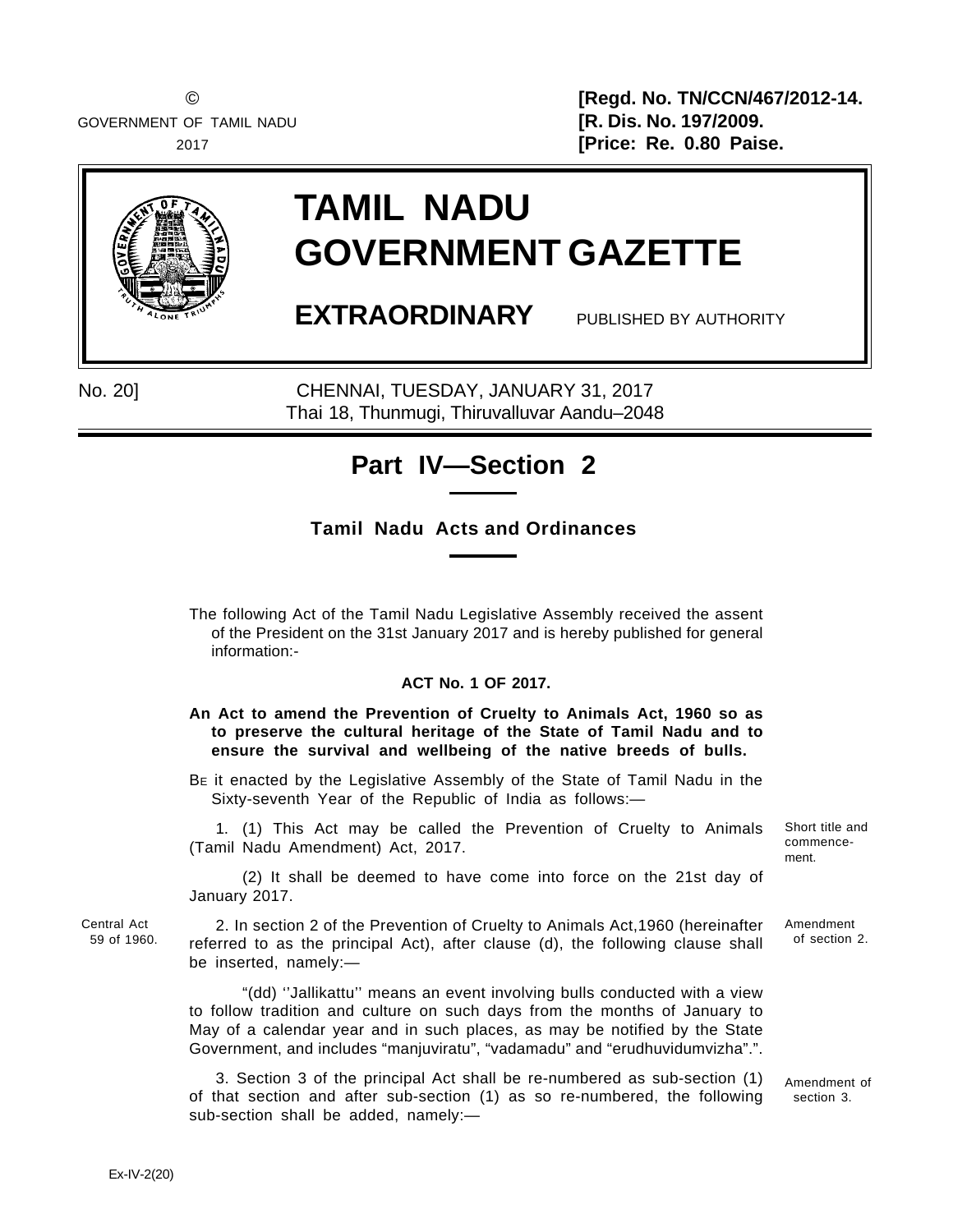© GOVERNMENT OF TAMIL NADU 2017

**[Regd. No. TN/CCN/467/2012-14.**
**[R. Dis. No. 197/2009.**
**[Price: Re. 0.80 Paise.**

# TAMIL NADU GOVERNMENT GAZETTE

**EXTRAORDINARY** PUBLISHED BY AUTHORITY

No. 20] CHENNAI, TUESDAY, JANUARY 31, 2017
Thai 18, Thunmugi, Thiruvalluvar Aandu–2048

## Part IV—Section 2

### Tamil Nadu Acts and Ordinances

The following Act of the Tamil Nadu Legislative Assembly received the assent of the President on the 31st January 2017 and is hereby published for general information:-

**ACT No. 1 OF 2017.**

**An Act to amend the Prevention of Cruelty to Animals Act, 1960 so as to preserve the cultural heritage of the State of Tamil Nadu and to ensure the survival and wellbeing of the native breeds of bulls.**

Be it enacted by the Legislative Assembly of the State of Tamil Nadu in the Sixty-seventh Year of the Republic of India as follows:—

*Short title and commencement.*

1. (1) This Act may be called the Prevention of Cruelty to Animals (Tamil Nadu Amendment) Act, 2017.

(2) It shall be deemed to have come into force on the 21st day of January 2017.

*Amendment of section 2.* *Central Act 59 of 1960.*

2. In section 2 of the Prevention of Cruelty to Animals Act,1960 (hereinafter referred to as the principal Act), after clause (d), the following clause shall be inserted, namely:—

"(dd) ''Jallikattu'' means an event involving bulls conducted with a view to follow tradition and culture on such days from the months of January to May of a calendar year and in such places, as may be notified by the State Government, and includes "manjuviratu", "vadamadu" and "erudhuvidumvizha".".

*Amendment of section 3.*

3. Section 3 of the principal Act shall be re-numbered as sub-section (1) of that section and after sub-section (1) as so re-numbered, the following sub-section shall be added, namely:—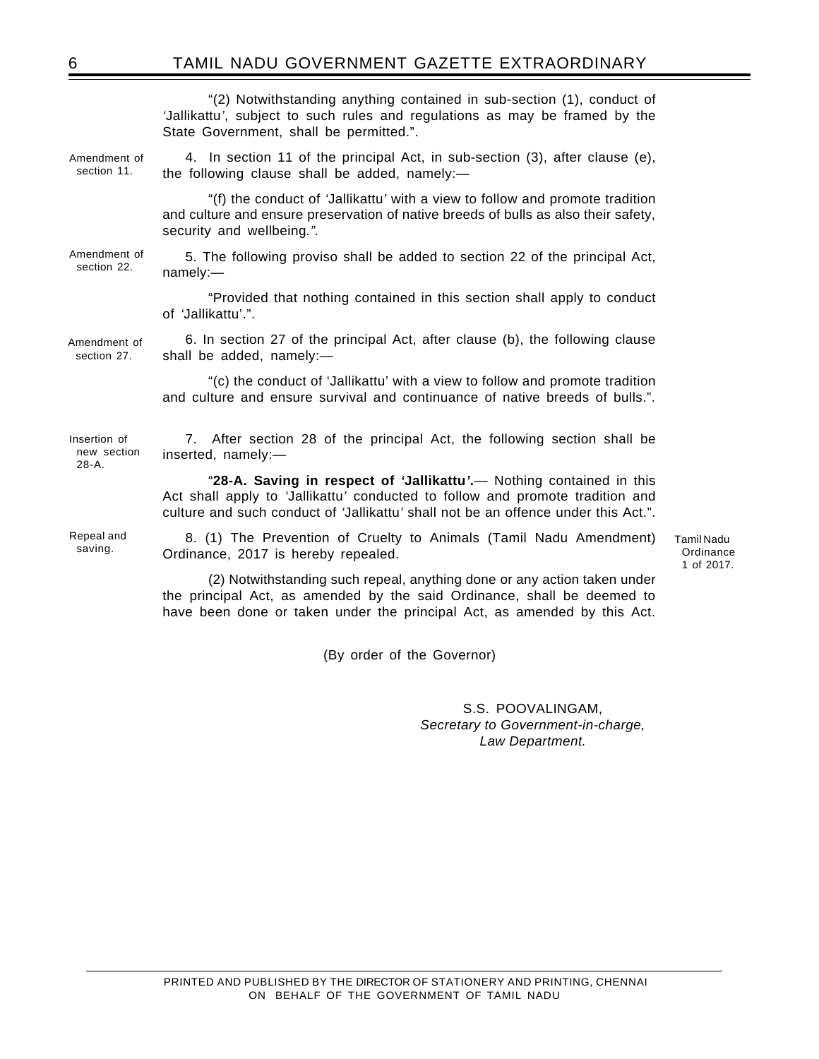"(2) Notwithstanding anything contained in sub-section (1), conduct of 'Jallikattu', subject to such rules and regulations as may be framed by the State Government, shall be permitted.".

Amendment of section 11.

4. In section 11 of the principal Act, in sub-section (3), after clause (e), the following clause shall be added, namely:—

"(f) the conduct of 'Jallikattu' with a view to follow and promote tradition and culture and ensure preservation of native breeds of bulls as also their safety, security and wellbeing.".

Amendment of section 22.

5. The following proviso shall be added to section 22 of the principal Act, namely:—

"Provided that nothing contained in this section shall apply to conduct of 'Jallikattu'.".

Amendment of section 27.

6. In section 27 of the principal Act, after clause (b), the following clause shall be added, namely:—

"(c) the conduct of 'Jallikattu' with a view to follow and promote tradition and culture and ensure survival and continuance of native breeds of bulls.".

Insertion of new section 28-A.

7. After section 28 of the principal Act, the following section shall be inserted, namely:—

"**28-A. Saving in respect of 'Jallikattu'.**— Nothing contained in this Act shall apply to 'Jallikattu' conducted to follow and promote tradition and culture and such conduct of 'Jallikattu' shall not be an offence under this Act.".

Repeal and saving.

8. (1) The Prevention of Cruelty to Animals (Tamil Nadu Amendment) Ordinance, 2017 is hereby repealed.

Tamil Nadu Ordinance 1 of 2017.

(2) Notwithstanding such repeal, anything done or any action taken under the principal Act, as amended by the said Ordinance, shall be deemed to have been done or taken under the principal Act, as amended by this Act.

(By order of the Governor)

S.S. POOVALINGAM,
*Secretary to Government-in-charge,*
*Law Department.*

PRINTED AND PUBLISHED BY THE DIRECTOR OF STATIONERY AND PRINTING, CHENNAI ON BEHALF OF THE GOVERNMENT OF TAMIL NADU